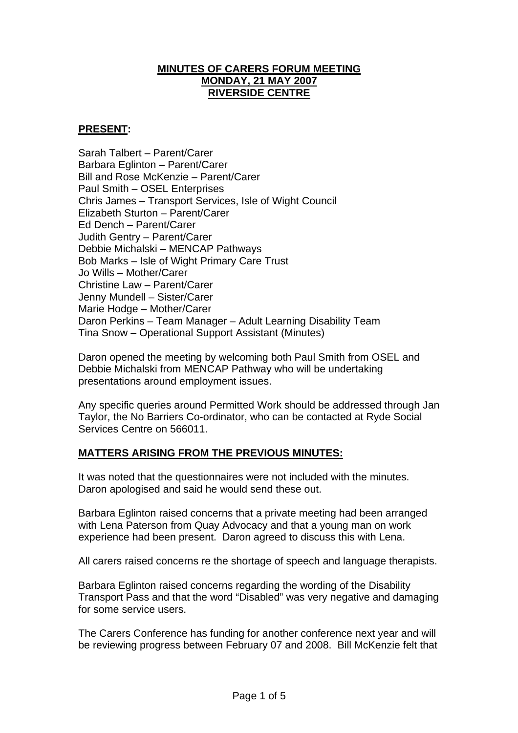**MINUTES OF CARERS FORUM MEETING**
**MONDAY, 21 MAY 2007**
**RIVERSIDE CENTRE**

**PRESENT:**

Sarah Talbert – Parent/Carer
Barbara Eglinton – Parent/Carer
Bill and Rose McKenzie – Parent/Carer
Paul Smith – OSEL Enterprises
Chris James – Transport Services, Isle of Wight Council
Elizabeth Sturton – Parent/Carer
Ed Dench – Parent/Carer
Judith Gentry – Parent/Carer
Debbie Michalski – MENCAP Pathways
Bob Marks – Isle of Wight Primary Care Trust
Jo Wills – Mother/Carer
Christine Law – Parent/Carer
Jenny Mundell – Sister/Carer
Marie Hodge – Mother/Carer
Daron Perkins – Team Manager – Adult Learning Disability Team
Tina Snow – Operational Support Assistant (Minutes)

Daron opened the meeting by welcoming both Paul Smith from OSEL and Debbie Michalski from MENCAP Pathway who will be undertaking presentations around employment issues.

Any specific queries around Permitted Work should be addressed through Jan Taylor, the No Barriers Co-ordinator, who can be contacted at Ryde Social Services Centre on 566011.

**MATTERS ARISING FROM THE PREVIOUS MINUTES:**

It was noted that the questionnaires were not included with the minutes. Daron apologised and said he would send these out.

Barbara Eglinton raised concerns that a private meeting had been arranged with Lena Paterson from Quay Advocacy and that a young man on work experience had been present. Daron agreed to discuss this with Lena.

All carers raised concerns re the shortage of speech and language therapists.

Barbara Eglinton raised concerns regarding the wording of the Disability Transport Pass and that the word "Disabled" was very negative and damaging for some service users.

The Carers Conference has funding for another conference next year and will be reviewing progress between February 07 and 2008. Bill McKenzie felt that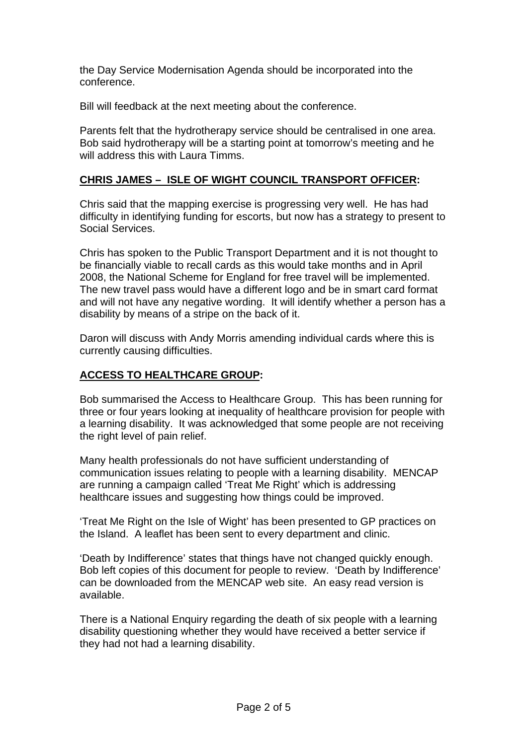the Day Service Modernisation Agenda should be incorporated into the conference.

Bill will feedback at the next meeting about the conference.

Parents felt that the hydrotherapy service should be centralised in one area. Bob said hydrotherapy will be a starting point at tomorrow's meeting and he will address this with Laura Timms.

**CHRIS JAMES – ISLE OF WIGHT COUNCIL TRANSPORT OFFICER:**

Chris said that the mapping exercise is progressing very well. He has had difficulty in identifying funding for escorts, but now has a strategy to present to Social Services.

Chris has spoken to the Public Transport Department and it is not thought to be financially viable to recall cards as this would take months and in April 2008, the National Scheme for England for free travel will be implemented. The new travel pass would have a different logo and be in smart card format and will not have any negative wording. It will identify whether a person has a disability by means of a stripe on the back of it.

Daron will discuss with Andy Morris amending individual cards where this is currently causing difficulties.

**ACCESS TO HEALTHCARE GROUP:**

Bob summarised the Access to Healthcare Group. This has been running for three or four years looking at inequality of healthcare provision for people with a learning disability. It was acknowledged that some people are not receiving the right level of pain relief.

Many health professionals do not have sufficient understanding of communication issues relating to people with a learning disability. MENCAP are running a campaign called 'Treat Me Right' which is addressing healthcare issues and suggesting how things could be improved.

'Treat Me Right on the Isle of Wight' has been presented to GP practices on the Island. A leaflet has been sent to every department and clinic.

'Death by Indifference' states that things have not changed quickly enough. Bob left copies of this document for people to review. 'Death by Indifference' can be downloaded from the MENCAP web site. An easy read version is available.

There is a National Enquiry regarding the death of six people with a learning disability questioning whether they would have received a better service if they had not had a learning disability.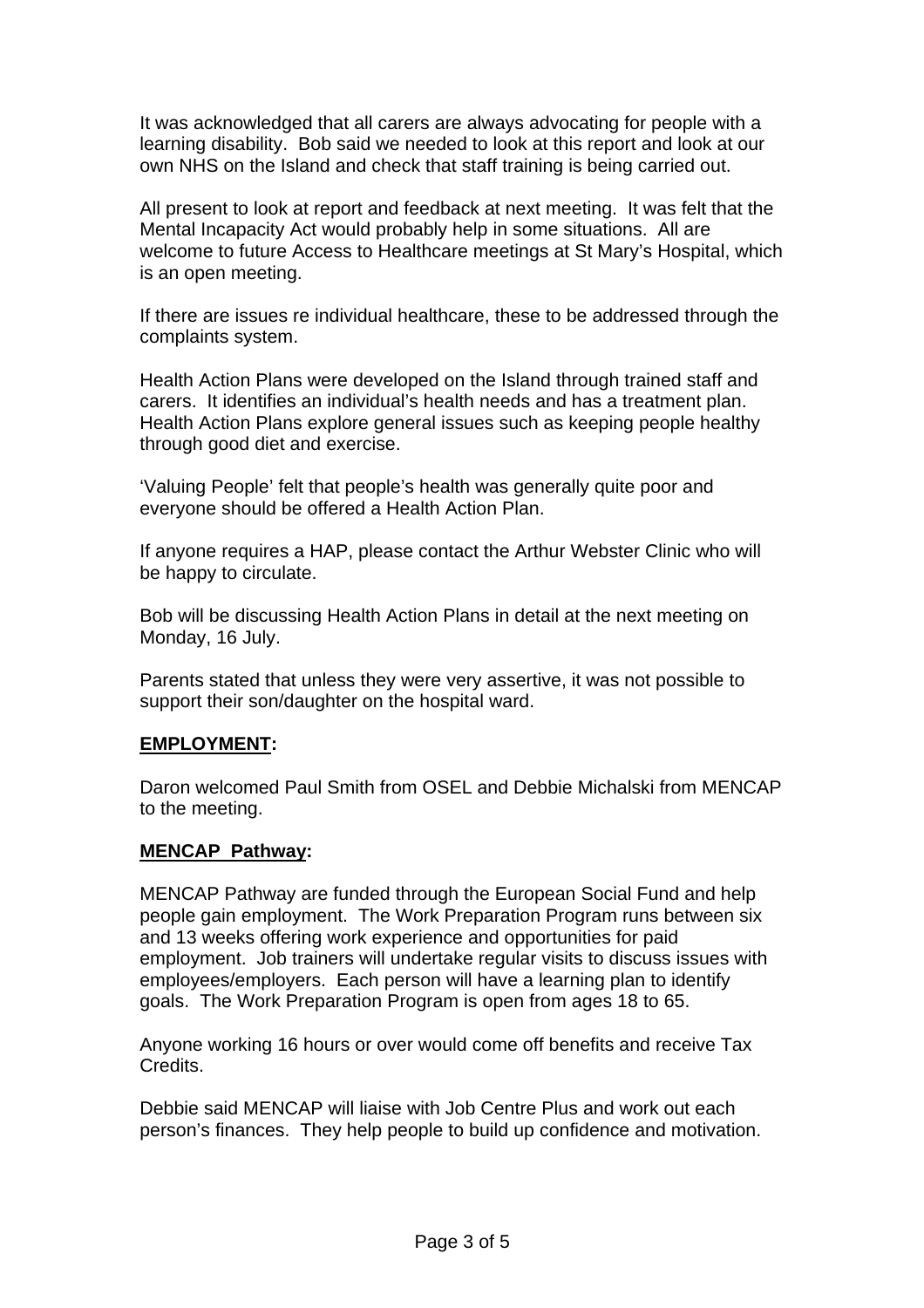It was acknowledged that all carers are always advocating for people with a learning disability. Bob said we needed to look at this report and look at our own NHS on the Island and check that staff training is being carried out.

All present to look at report and feedback at next meeting. It was felt that the Mental Incapacity Act would probably help in some situations. All are welcome to future Access to Healthcare meetings at St Mary's Hospital, which is an open meeting.

If there are issues re individual healthcare, these to be addressed through the complaints system.

Health Action Plans were developed on the Island through trained staff and carers. It identifies an individual's health needs and has a treatment plan. Health Action Plans explore general issues such as keeping people healthy through good diet and exercise.

'Valuing People' felt that people's health was generally quite poor and everyone should be offered a Health Action Plan.

If anyone requires a HAP, please contact the Arthur Webster Clinic who will be happy to circulate.

Bob will be discussing Health Action Plans in detail at the next meeting on Monday, 16 July.

Parents stated that unless they were very assertive, it was not possible to support their son/daughter on the hospital ward.

**EMPLOYMENT:**

Daron welcomed Paul Smith from OSEL and Debbie Michalski from MENCAP to the meeting.

**MENCAP Pathway:**

MENCAP Pathway are funded through the European Social Fund and help people gain employment. The Work Preparation Program runs between six and 13 weeks offering work experience and opportunities for paid employment. Job trainers will undertake regular visits to discuss issues with employees/employers. Each person will have a learning plan to identify goals. The Work Preparation Program is open from ages 18 to 65.

Anyone working 16 hours or over would come off benefits and receive Tax Credits.

Debbie said MENCAP will liaise with Job Centre Plus and work out each person's finances. They help people to build up confidence and motivation.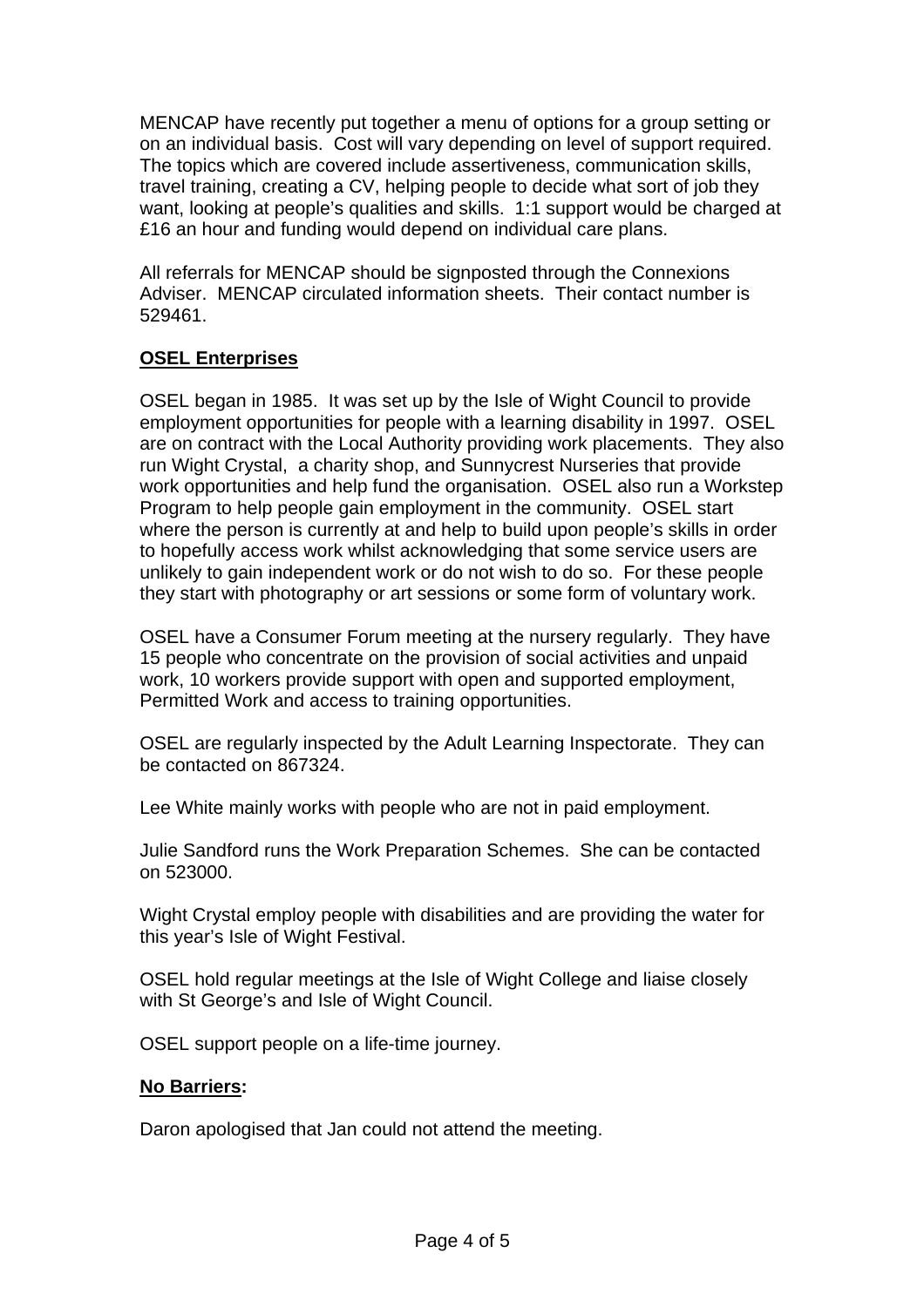MENCAP have recently put together a menu of options for a group setting or on an individual basis. Cost will vary depending on level of support required. The topics which are covered include assertiveness, communication skills, travel training, creating a CV, helping people to decide what sort of job they want, looking at people's qualities and skills. 1:1 support would be charged at £16 an hour and funding would depend on individual care plans.

All referrals for MENCAP should be signposted through the Connexions Adviser. MENCAP circulated information sheets. Their contact number is 529461.

**OSEL Enterprises**

OSEL began in 1985. It was set up by the Isle of Wight Council to provide employment opportunities for people with a learning disability in 1997. OSEL are on contract with the Local Authority providing work placements. They also run Wight Crystal, a charity shop, and Sunnycrest Nurseries that provide work opportunities and help fund the organisation. OSEL also run a Workstep Program to help people gain employment in the community. OSEL start where the person is currently at and help to build upon people's skills in order to hopefully access work whilst acknowledging that some service users are unlikely to gain independent work or do not wish to do so. For these people they start with photography or art sessions or some form of voluntary work.

OSEL have a Consumer Forum meeting at the nursery regularly. They have 15 people who concentrate on the provision of social activities and unpaid work, 10 workers provide support with open and supported employment, Permitted Work and access to training opportunities.

OSEL are regularly inspected by the Adult Learning Inspectorate. They can be contacted on 867324.

Lee White mainly works with people who are not in paid employment.

Julie Sandford runs the Work Preparation Schemes. She can be contacted on 523000.

Wight Crystal employ people with disabilities and are providing the water for this year's Isle of Wight Festival.

OSEL hold regular meetings at the Isle of Wight College and liaise closely with St George's and Isle of Wight Council.

OSEL support people on a life-time journey.

**No Barriers:**

Daron apologised that Jan could not attend the meeting.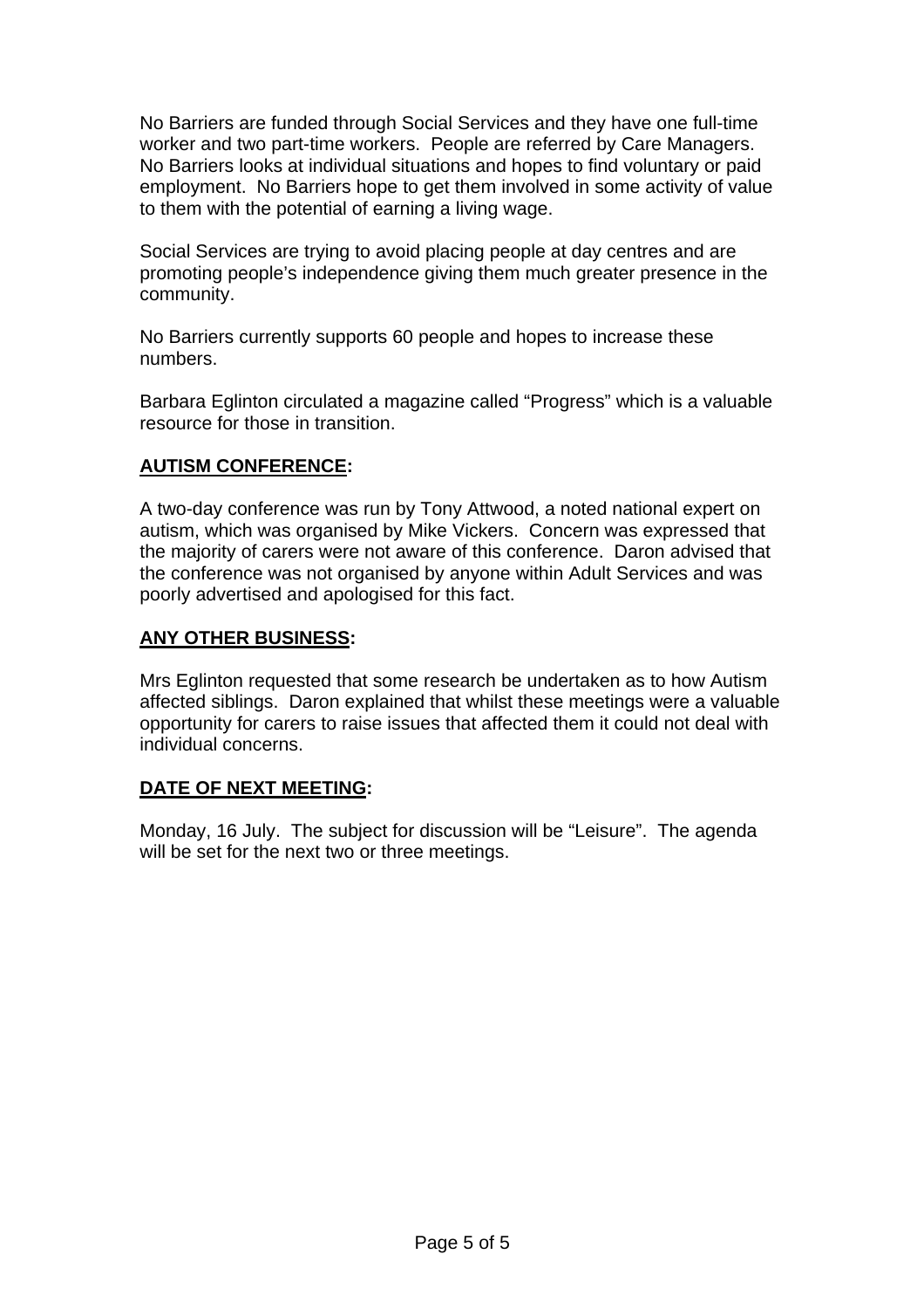No Barriers are funded through Social Services and they have one full-time worker and two part-time workers. People are referred by Care Managers. No Barriers looks at individual situations and hopes to find voluntary or paid employment. No Barriers hope to get them involved in some activity of value to them with the potential of earning a living wage.

Social Services are trying to avoid placing people at day centres and are promoting people's independence giving them much greater presence in the community.

No Barriers currently supports 60 people and hopes to increase these numbers.

Barbara Eglinton circulated a magazine called "Progress" which is a valuable resource for those in transition.

## **AUTISM CONFERENCE:**

A two-day conference was run by Tony Attwood, a noted national expert on autism, which was organised by Mike Vickers. Concern was expressed that the majority of carers were not aware of this conference. Daron advised that the conference was not organised by anyone within Adult Services and was poorly advertised and apologised for this fact.

## **ANY OTHER BUSINESS:**

Mrs Eglinton requested that some research be undertaken as to how Autism affected siblings. Daron explained that whilst these meetings were a valuable opportunity for carers to raise issues that affected them it could not deal with individual concerns.

## **DATE OF NEXT MEETING:**

Monday, 16 July. The subject for discussion will be "Leisure". The agenda will be set for the next two or three meetings.